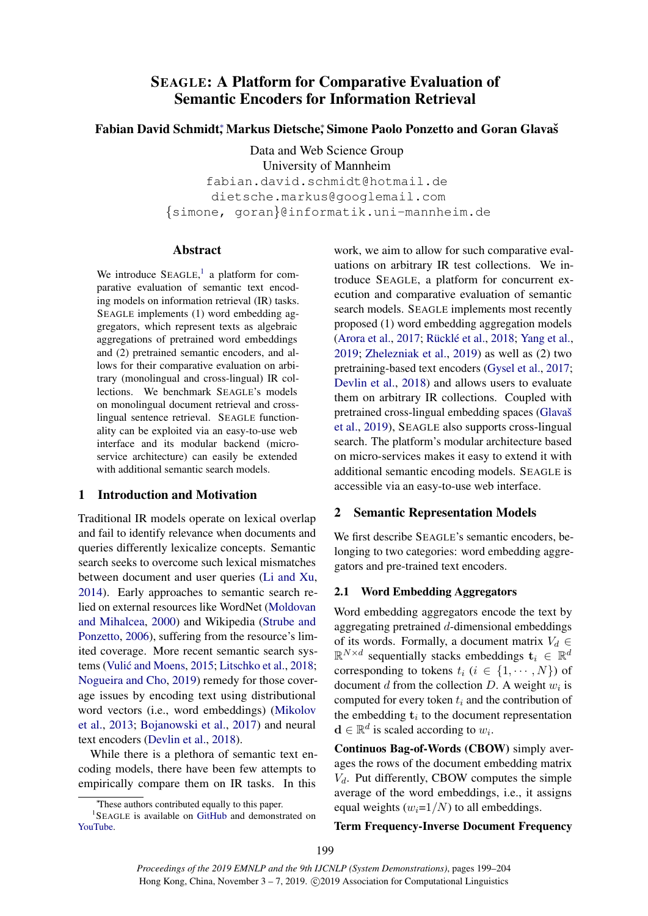# SEAGLE: A Platform for Comparative Evaluation of Semantic Encoders for Information Retrieval

**Fabian David Schmidt*, Markus Dietsche*, Simone Paolo Ponzetto and Goran Glavaš**

Data and Web Science Group
University of Mannheim
fabian.david.schmidt@hotmail.de
dietsche.markus@googlemail.com
{simone, goran}@informatik.uni-mannheim.de

## Abstract

We introduce SEAGLE,[1] a platform for comparative evaluation of semantic text encoding models on information retrieval (IR) tasks. SEAGLE implements (1) word embedding aggregators, which represent texts as algebraic aggregations of pretrained word embeddings and (2) pretrained semantic encoders, and allows for their comparative evaluation on arbitrary (monolingual and cross-lingual) IR collections. We benchmark SEAGLE's models on monolingual document retrieval and cross-lingual sentence retrieval. SEAGLE functionality can be exploited via an easy-to-use web interface and its modular backend (micro-service architecture) can easily be extended with additional semantic search models.

## 1 Introduction and Motivation

Traditional IR models operate on lexical overlap and fail to identify relevance when documents and queries differently lexicalize concepts. Semantic search seeks to overcome such lexical mismatches between document and user queries (Li and Xu, 2014). Early approaches to semantic search relied on external resources like WordNet (Moldovan and Mihalcea, 2000) and Wikipedia (Strube and Ponzetto, 2006), suffering from the resource's limited coverage. More recent semantic search systems (Vulić and Moens, 2015; Litschko et al., 2018; Nogueira and Cho, 2019) remedy for those coverage issues by encoding text using distributional word vectors (i.e., word embeddings) (Mikolov et al., 2013; Bojanowski et al., 2017) and neural text encoders (Devlin et al., 2018).

While there is a plethora of semantic text encoding models, there have been few attempts to empirically compare them on IR tasks. In this work, we aim to allow for such comparative evaluations on arbitrary IR test collections. We introduce SEAGLE, a platform for concurrent execution and comparative evaluation of semantic search models. SEAGLE implements most recently proposed (1) word embedding aggregation models (Arora et al., 2017; Rücklé et al., 2018; Yang et al., 2019; Zhelezniak et al., 2019) as well as (2) two pretraining-based text encoders (Gysel et al., 2017; Devlin et al., 2018) and allows users to evaluate them on arbitrary IR collections. Coupled with pretrained cross-lingual embedding spaces (Glavaš et al., 2019), SEAGLE also supports cross-lingual search. The platform's modular architecture based on micro-services makes it easy to extend it with additional semantic encoding models. SEAGLE is accessible via an easy-to-use web interface.

## 2 Semantic Representation Models

We first describe SEAGLE's semantic encoders, belonging to two categories: word embedding aggregators and pre-trained text encoders.

### 2.1 Word Embedding Aggregators

Word embedding aggregators encode the text by aggregating pretrained $d$-dimensional embeddings of its words. Formally, a document matrix $V_d \in \mathbb{R}^{N \times d}$ sequentially stacks embeddings $\mathbf{t}_i \in \mathbb{R}^d$ corresponding to tokens $t_i$ ($i \in \{1, \cdots, N\}$) of document $d$ from the collection $D$. A weight $w_i$ is computed for every token $t_i$ and the contribution of the embedding $\mathbf{t}_i$ to the document representation $\mathbf{d} \in \mathbb{R}^d$ is scaled according to $w_i$.

**Continuos Bag-of-Words (CBOW)** simply averages the rows of the document embedding matrix $V_d$. Put differently, CBOW computes the simple average of the word embeddings, i.e., it assigns equal weights ($w_i$=$1/N$) to all embeddings.

**Term Frequency-Inverse Document Frequency**

*These authors contributed equally to this paper.

[1]SEAGLE is available on GitHub and demonstrated on YouTube.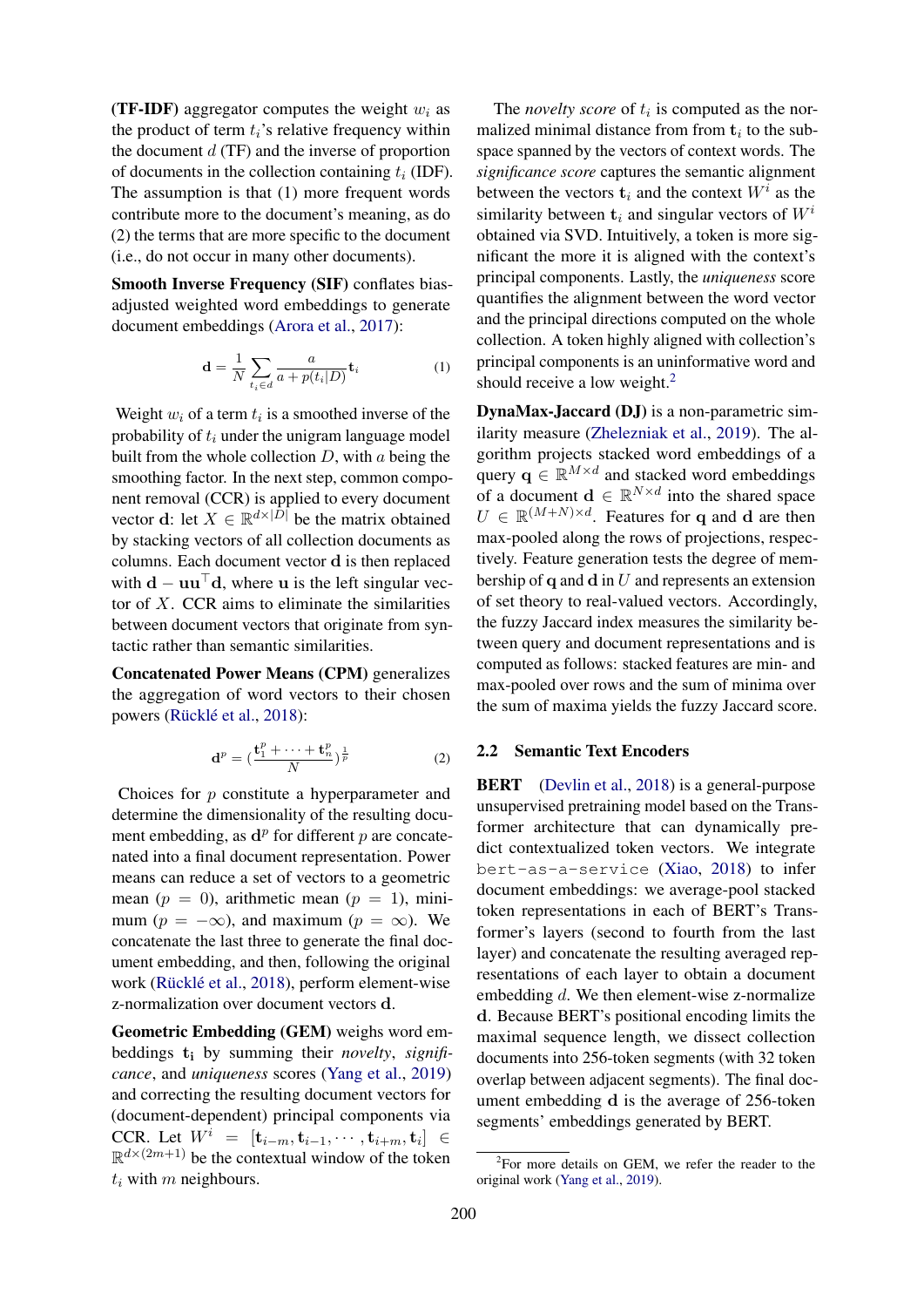**(TF-IDF)** aggregator computes the weight $w_i$ as the product of term $t_i$'s relative frequency within the document $d$ (TF) and the inverse of proportion of documents in the collection containing $t_i$ (IDF). The assumption is that (1) more frequent words contribute more to the document's meaning, as do (2) the terms that are more specific to the document (i.e., do not occur in many other documents).

**Smooth Inverse Frequency (SIF)** conflates bias-adjusted weighted word embeddings to generate document embeddings (Arora et al., 2017):

$$\mathbf{d} = \frac{1}{N} \sum_{t_i \in d} \frac{a}{a + p(t_i|D)} \mathbf{t}_i \tag{1}$$

Weight $w_i$ of a term $t_i$ is a smoothed inverse of the probability of $t_i$ under the unigram language model built from the whole collection $D$, with $a$ being the smoothing factor. In the next step, common component removal (CCR) is applied to every document vector $\mathbf{d}$: let $X \in \mathbb{R}^{d \times |D|}$ be the matrix obtained by stacking vectors of all collection documents as columns. Each document vector $\mathbf{d}$ is then replaced with $\mathbf{d} - \mathbf{u}\mathbf{u}^\top \mathbf{d}$, where $\mathbf{u}$ is the left singular vector of $X$. CCR aims to eliminate the similarities between document vectors that originate from syntactic rather than semantic similarities.

**Concatenated Power Means (CPM)** generalizes the aggregation of word vectors to their chosen powers (Rücklé et al., 2018):

$$\mathbf{d}^p = (\frac{\mathbf{t}_1^p + \cdots + \mathbf{t}_n^p}{N})^{\frac{1}{p}} \tag{2}$$

Choices for $p$ constitute a hyperparameter and determine the dimensionality of the resulting document embedding, as $\mathbf{d}^p$ for different $p$ are concatenated into a final document representation. Power means can reduce a set of vectors to a geometric mean ($p = 0$), arithmetic mean ($p = 1$), minimum ($p = -\infty$), and maximum ($p = \infty$). We concatenate the last three to generate the final document embedding, and then, following the original work (Rücklé et al., 2018), perform element-wise z-normalization over document vectors $\mathbf{d}$.

**Geometric Embedding (GEM)** weighs word embeddings $\mathbf{t_i}$ by summing their *novelty*, *significance*, and *uniqueness* scores (Yang et al., 2019) and correcting the resulting document vectors for (document-dependent) principal components via CCR. Let $W^i = [\mathbf{t}_{i-m}, \mathbf{t}_{i-1}, \cdots, \mathbf{t}_{i+m}, \mathbf{t}_i] \in \mathbb{R}^{d \times (2m+1)}$ be the contextual window of the token $t_i$ with $m$ neighbours.

The *novelty score* of $t_i$ is computed as the normalized minimal distance from from $\mathbf{t}_i$ to the subspace spanned by the vectors of context words. The *significance score* captures the semantic alignment between the vectors $\mathbf{t}_i$ and the context $W^i$ as the similarity between $\mathbf{t}_i$ and singular vectors of $W^i$ obtained via SVD. Intuitively, a token is more significant the more it is aligned with the context's principal components. Lastly, the *uniqueness* score quantifies the alignment between the word vector and the principal directions computed on the whole collection. A token highly aligned with collection's principal components is an uninformative word and should receive a low weight.[2]

**DynaMax-Jaccard (DJ)** is a non-parametric similarity measure (Zhelezniak et al., 2019). The algorithm projects stacked word embeddings of a query $\mathbf{q} \in \mathbb{R}^{M \times d}$ and stacked word embeddings of a document $\mathbf{d} \in \mathbb{R}^{N \times d}$ into the shared space $U \in \mathbb{R}^{(M+N) \times d}$. Features for $\mathbf{q}$ and $\mathbf{d}$ are then max-pooled along the rows of projections, respectively. Feature generation tests the degree of membership of $\mathbf{q}$ and $\mathbf{d}$ in $U$ and represents an extension of set theory to real-valued vectors. Accordingly, the fuzzy Jaccard index measures the similarity between query and document representations and is computed as follows: stacked features are min- and max-pooled over rows and the sum of minima over the sum of maxima yields the fuzzy Jaccard score.

## 2.2 Semantic Text Encoders

**BERT** (Devlin et al., 2018) is a general-purpose unsupervised pretraining model based on the Transformer architecture that can dynamically predict contextualized token vectors. We integrate `bert-as-a-service` (Xiao, 2018) to infer document embeddings: we average-pool stacked token representations in each of BERT's Transformer's layers (second to fourth from the last layer) and concatenate the resulting averaged representations of each layer to obtain a document embedding $d$. We then element-wise z-normalize $\mathbf{d}$. Because BERT's positional encoding limits the maximal sequence length, we dissect collection documents into 256-token segments (with 32 token overlap between adjacent segments). The final document embedding $\mathbf{d}$ is the average of 256-token segments' embeddings generated by BERT.

[2] For more details on GEM, we refer the reader to the original work (Yang et al., 2019).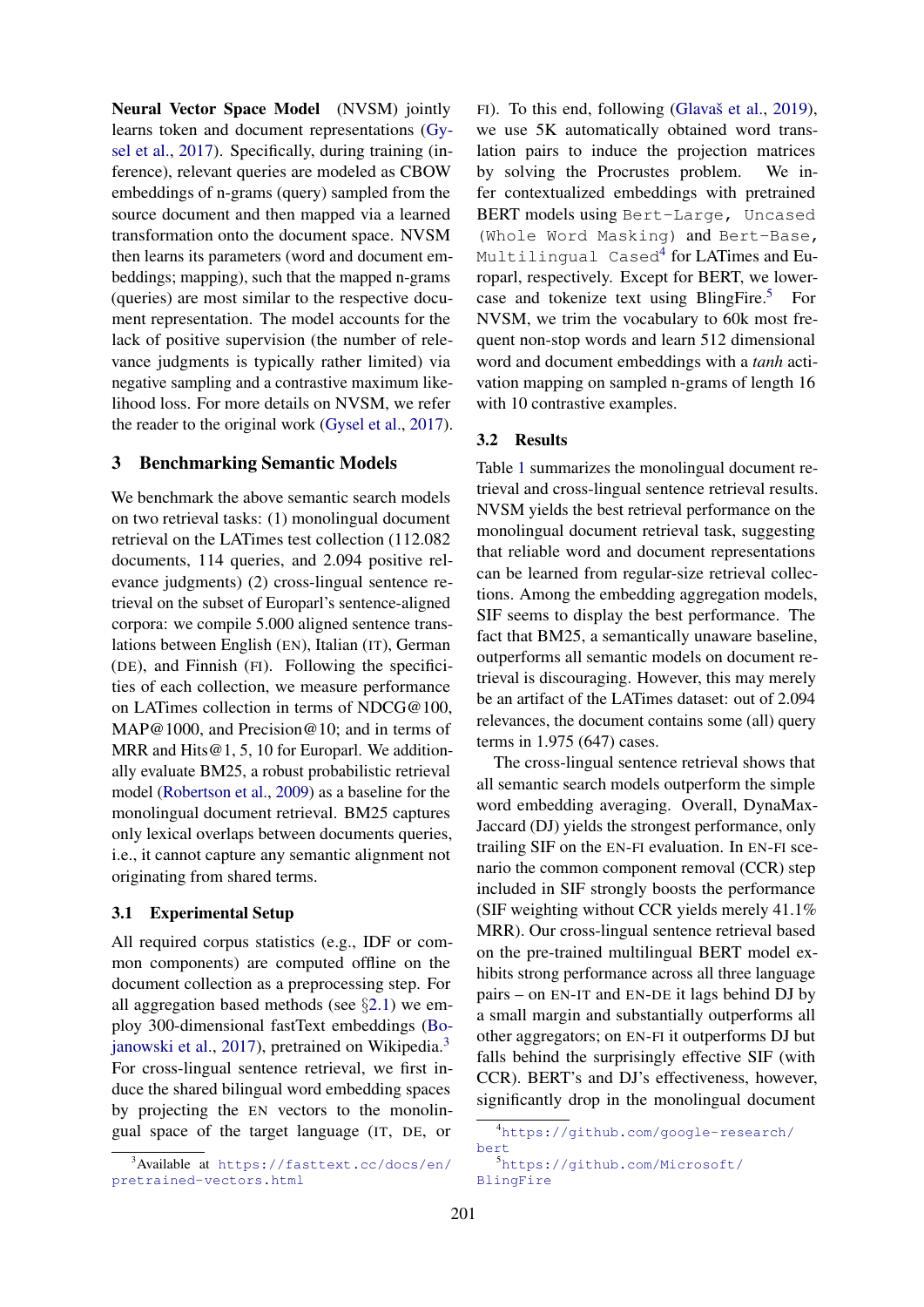**Neural Vector Space Model** (NVSM) jointly learns token and document representations (Gysel et al., 2017). Specifically, during training (inference), relevant queries are modeled as CBOW embeddings of n-grams (query) sampled from the source document and then mapped via a learned transformation onto the document space. NVSM then learns its parameters (word and document embeddings; mapping), such that the mapped n-grams (queries) are most similar to the respective document representation. The model accounts for the lack of positive supervision (the number of relevance judgments is typically rather limited) via negative sampling and a contrastive maximum likelihood loss. For more details on NVSM, we refer the reader to the original work (Gysel et al., 2017).

## 3 Benchmarking Semantic Models

We benchmark the above semantic search models on two retrieval tasks: (1) monolingual document retrieval on the LATimes test collection (112.082 documents, 114 queries, and 2.094 positive relevance judgments) (2) cross-lingual sentence retrieval on the subset of Europarl's sentence-aligned corpora: we compile 5.000 aligned sentence translations between English (EN), Italian (IT), German (DE), and Finnish (FI). Following the specificities of each collection, we measure performance on LATimes collection in terms of NDCG@100, MAP@1000, and Precision@10; and in terms of MRR and Hits@1, 5, 10 for Europarl. We additionally evaluate BM25, a robust probabilistic retrieval model (Robertson et al., 2009) as a baseline for the monolingual document retrieval. BM25 captures only lexical overlaps between documents queries, i.e., it cannot capture any semantic alignment not originating from shared terms.

### 3.1 Experimental Setup

All required corpus statistics (e.g., IDF or common components) are computed offline on the document collection as a preprocessing step. For all aggregation based methods (see §2.1) we employ 300-dimensional fastText embeddings (Bojanowski et al., 2017), pretrained on Wikipedia.[3] For cross-lingual sentence retrieval, we first induce the shared bilingual word embedding spaces by projecting the EN vectors to the monolingual space of the target language (IT, DE, or FI). To this end, following (Glavaš et al., 2019), we use 5K automatically obtained word translation pairs to induce the projection matrices by solving the Procrustes problem. We infer contextualized embeddings with pretrained BERT models using `Bert-Large, Uncased (Whole Word Masking)` and `Bert-Base, Multilingual Cased`[4] for LATimes and Europarl, respectively. Except for BERT, we lowercase and tokenize text using BlingFire.[5] For NVSM, we trim the vocabulary to 60k most frequent non-stop words and learn 512 dimensional word and document embeddings with a *tanh* activation mapping on sampled n-grams of length 16 with 10 contrastive examples.

### 3.2 Results

Table 1 summarizes the monolingual document retrieval and cross-lingual sentence retrieval results. NVSM yields the best retrieval performance on the monolingual document retrieval task, suggesting that reliable word and document representations can be learned from regular-size retrieval collections. Among the embedding aggregation models, SIF seems to display the best performance. The fact that BM25, a semantically unaware baseline, outperforms all semantic models on document retrieval is discouraging. However, this may merely be an artifact of the LATimes dataset: out of 2.094 relevances, the document contains some (all) query terms in 1.975 (647) cases.

The cross-lingual sentence retrieval shows that all semantic search models outperform the simple word embedding averaging. Overall, DynaMax-Jaccard (DJ) yields the strongest performance, only trailing SIF on the EN-FI evaluation. In EN-FI scenario the common component removal (CCR) step included in SIF strongly boosts the performance (SIF weighting without CCR yields merely 41.1% MRR). Our cross-lingual sentence retrieval based on the pre-trained multilingual BERT model exhibits strong performance across all three language pairs – on EN-IT and EN-DE it lags behind DJ by a small margin and substantially outperforms all other aggregators; on EN-FI it outperforms DJ but falls behind the surprisingly effective SIF (with CCR). BERT's and DJ's effectiveness, however, significantly drop in the monolingual document

[3] Available at https://fasttext.cc/docs/en/pretrained-vectors.html

[4] https://github.com/google-research/bert

[5] https://github.com/Microsoft/BlingFire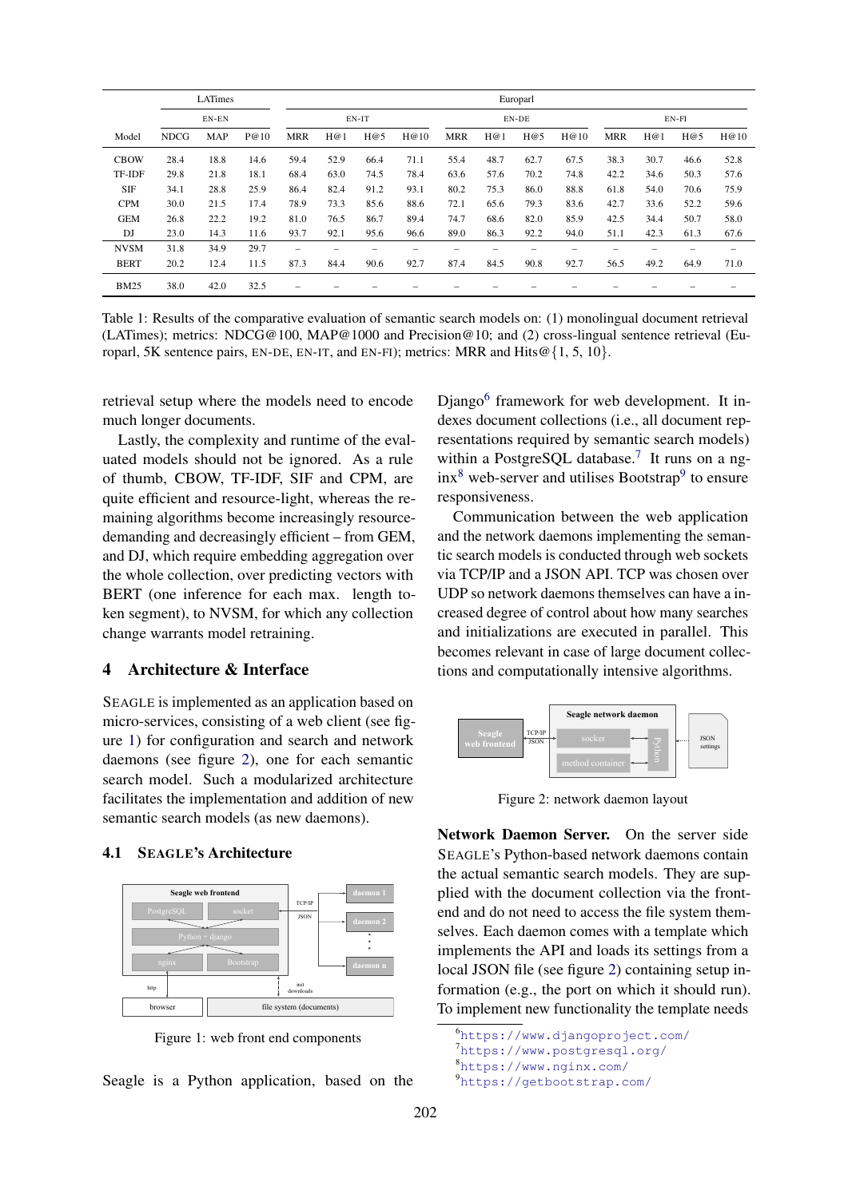| Model | LATimes | | | Europarl | | | | | | | | | | | |
|---|---|---|---|---|---|---|---|---|---|---|---|---|---|---|---|
| | EN-EN | | | EN-IT | | | | EN-DE | | | | EN-FI | | | |
| | NDCG | MAP | P@10 | MRR | H@1 | H@5 | H@10 | MRR | H@1 | H@5 | H@10 | MRR | H@1 | H@5 | H@10 |
| CBOW | 28.4 | 18.8 | 14.6 | 59.4 | 52.9 | 66.4 | 71.1 | 55.4 | 48.7 | 62.7 | 67.5 | 38.3 | 30.7 | 46.6 | 52.8 |
| TF-IDF | 29.8 | 21.8 | 18.1 | 68.4 | 63.0 | 74.5 | 78.4 | 63.6 | 57.6 | 70.2 | 74.8 | 42.2 | 34.6 | 50.3 | 57.6 |
| SIF | 34.1 | 28.8 | 25.9 | 86.4 | 82.4 | 91.2 | 93.1 | 80.2 | 75.3 | 86.0 | 88.8 | 61.8 | 54.0 | 70.6 | 75.9 |
| CPM | 30.0 | 21.5 | 17.4 | 78.9 | 73.3 | 85.6 | 88.6 | 72.1 | 65.6 | 79.3 | 83.6 | 42.7 | 33.6 | 52.2 | 59.6 |
| GEM | 26.8 | 22.2 | 19.2 | 81.0 | 76.5 | 86.7 | 89.4 | 74.7 | 68.6 | 82.0 | 85.9 | 42.5 | 34.4 | 50.7 | 58.0 |
| DJ | 23.0 | 14.3 | 11.6 | 93.7 | 92.1 | 95.6 | 96.6 | 89.0 | 86.3 | 92.2 | 94.0 | 51.1 | 42.3 | 61.3 | 67.6 |
| NVSM | 31.8 | 34.9 | 29.7 | – | – | – | – | – | – | – | – | – | – | – | – |
| BERT | 20.2 | 12.4 | 11.5 | 87.3 | 84.4 | 90.6 | 92.7 | 87.4 | 84.5 | 90.8 | 92.7 | 56.5 | 49.2 | 64.9 | 71.0 |
| BM25 | 38.0 | 42.0 | 32.5 | – | – | – | – | – | – | – | – | – | – | – | – |

Table 1: Results of the comparative evaluation of semantic search models on: (1) monolingual document retrieval (LATimes); metrics: NDCG@100, MAP@1000 and Precision@10; and (2) cross-lingual sentence retrieval (Europarl, 5K sentence pairs, EN-DE, EN-IT, and EN-FI); metrics: MRR and Hits@{1, 5, 10}.

retrieval setup where the models need to encode much longer documents.

Lastly, the complexity and runtime of the evaluated models should not be ignored. As a rule of thumb, CBOW, TF-IDF, SIF and CPM, are quite efficient and resource-light, whereas the remaining algorithms become increasingly resource-demanding and decreasingly efficient – from GEM, and DJ, which require embedding aggregation over the whole collection, over predicting vectors with BERT (one inference for each max. length token segment), to NVSM, for which any collection change warrants model retraining.

## 4 Architecture & Interface

SEAGLE is implemented as an application based on micro-services, consisting of a web client (see figure 1) for configuration and search and network daemons (see figure 2), one for each semantic search model. Such a modularized architecture facilitates the implementation and addition of new semantic search models (as new daemons).

### 4.1 SEAGLE's Architecture

Figure 1: web front end components

Seagle is a Python application, based on the Django[6] framework for web development. It indexes document collections (i.e., all document representations required by semantic search models) within a PostgreSQL database.[7] It runs on a nginx[8] web-server and utilises Bootstrap[9] to ensure responsiveness.

Communication between the web application and the network daemons implementing the semantic search models is conducted through web sockets via TCP/IP and a JSON API. TCP was chosen over UDP so network daemons themselves can have a increased degree of control about how many searches and initializations are executed in parallel. This becomes relevant in case of large document collections and computationally intensive algorithms.

Figure 2: network daemon layout

**Network Daemon Server.** On the server side SEAGLE's Python-based network daemons contain the actual semantic search models. They are supplied with the document collection via the frontend and do not need to access the file system themselves. Each daemon comes with a template which implements the API and loads its settings from a local JSON file (see figure 2) containing setup information (e.g., the port on which it should run). To implement new functionality the template needs

[6] https://www.djangoproject.com/
[7] https://www.postgresql.org/
[8] https://www.nginx.com/
[9] https://getbootstrap.com/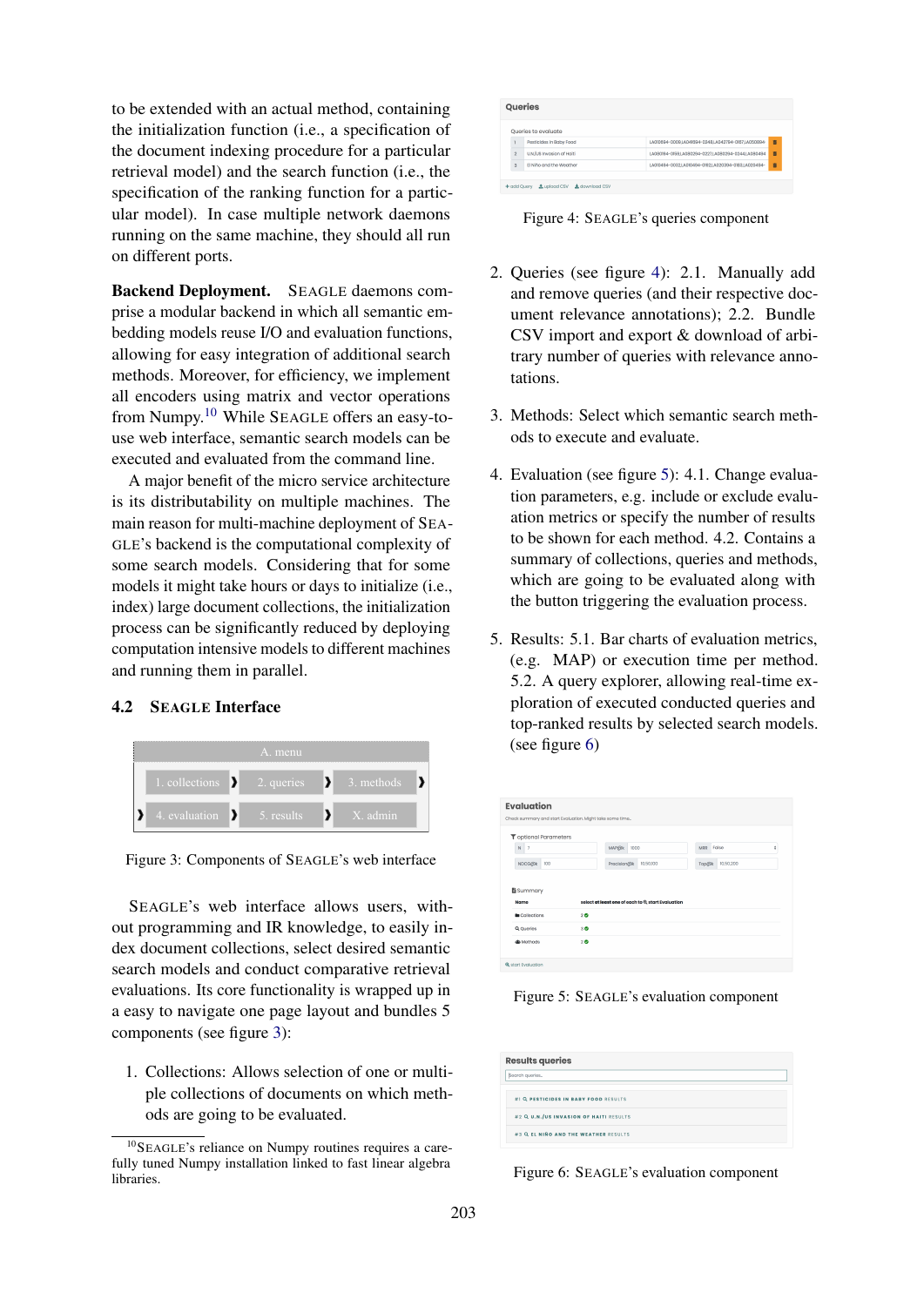to be extended with an actual method, containing the initialization function (i.e., a specification of the document indexing procedure for a particular retrieval model) and the search function (i.e., the specification of the ranking function for a particular model). In case multiple network daemons running on the same machine, they should all run on different ports.

**Backend Deployment.** SEAGLE daemons comprise a modular backend in which all semantic embedding models reuse I/O and evaluation functions, allowing for easy integration of additional search methods. Moreover, for efficiency, we implement all encoders using matrix and vector operations from Numpy.[10] While SEAGLE offers an easy-to-use web interface, semantic search models can be executed and evaluated from the command line.

A major benefit of the micro service architecture is its distributability on multiple machines. The main reason for multi-machine deployment of SEAGLE's backend is the computational complexity of some search models. Considering that for some models it might take hours or days to initialize (i.e., index) large document collections, the initialization process can be significantly reduced by deploying computation intensive models to different machines and running them in parallel.

### 4.2 SEAGLE Interface

| A. menu | | |
|---|---|---|
| 1. collections | 2. queries | 3. methods |
| 4. evaluation | 5. results | X. admin |

Figure 3: Components of SEAGLE's web interface

SEAGLE's web interface allows users, without programming and IR knowledge, to easily index document collections, select desired semantic search models and conduct comparative retrieval evaluations. Its core functionality is wrapped up in a easy to navigate one page layout and bundles 5 components (see figure 3):

1. Collections: Allows selection of one or multiple collections of documents on which methods are going to be evaluated.

2. Queries (see figure 4): 2.1. Manually add and remove queries (and their respective document relevance annotations); 2.2. Bundle CSV import and export & download of arbitrary number of queries with relevance annotations.

3. Methods: Select which semantic search methods to execute and evaluate.

4. Evaluation (see figure 5): 4.1. Change evaluation parameters, e.g. include or exclude evaluation metrics or specify the number of results to be shown for each method. 4.2. Contains a summary of collections, queries and methods, which are going to be evaluated along with the button triggering the evaluation process.

5. Results: 5.1. Bar charts of evaluation metrics, (e.g. MAP) or execution time per method. 5.2. A query explorer, allowing real-time exploration of executed conducted queries and top-ranked results by selected search models. (see figure 6)

Figure 4: SEAGLE's queries component

Figure 5: SEAGLE's evaluation component

Figure 6: SEAGLE's evaluation component

[10] SEAGLE's reliance on Numpy routines requires a carefully tuned Numpy installation linked to fast linear algebra libraries.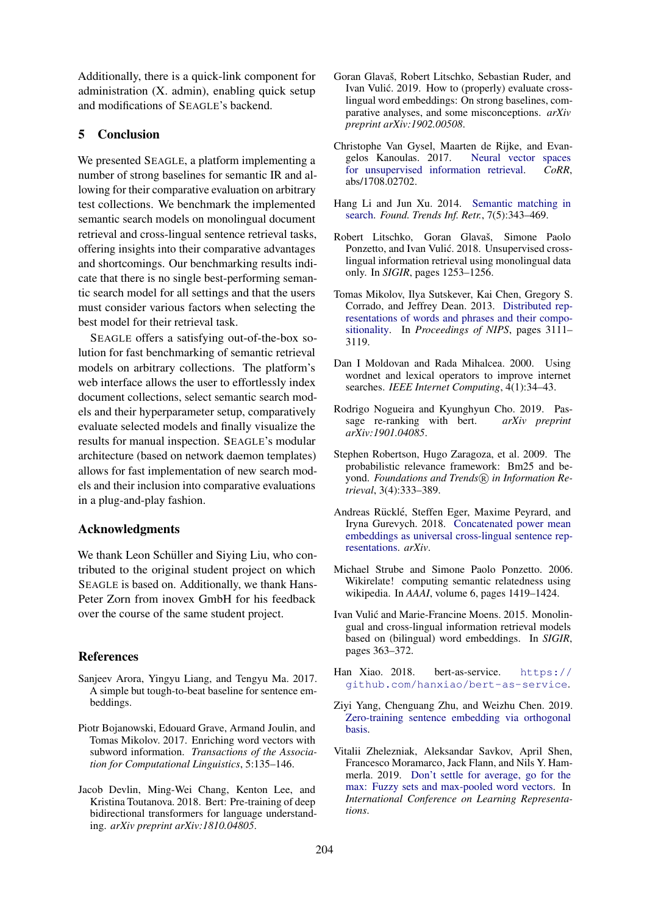Additionally, there is a quick-link component for administration (X. admin), enabling quick setup and modifications of SEAGLE's backend.

## 5 Conclusion

We presented SEAGLE, a platform implementing a number of strong baselines for semantic IR and allowing for their comparative evaluation on arbitrary test collections. We benchmark the implemented semantic search models on monolingual document retrieval and cross-lingual sentence retrieval tasks, offering insights into their comparative advantages and shortcomings. Our benchmarking results indicate that there is no single best-performing semantic search model for all settings and that the users must consider various factors when selecting the best model for their retrieval task.

SEAGLE offers a satisfying out-of-the-box solution for fast benchmarking of semantic retrieval models on arbitrary collections. The platform's web interface allows the user to effortlessly index document collections, select semantic search models and their hyperparameter setup, comparatively evaluate selected models and finally visualize the results for manual inspection. SEAGLE's modular architecture (based on network daemon templates) allows for fast implementation of new search models and their inclusion into comparative evaluations in a plug-and-play fashion.

## Acknowledgments

We thank Leon Schüller and Siying Liu, who contributed to the original student project on which SEAGLE is based on. Additionally, we thank Hans-Peter Zorn from inovex GmbH for his feedback over the course of the same student project.

## References

Sanjeev Arora, Yingyu Liang, and Tengyu Ma. 2017. A simple but tough-to-beat baseline for sentence embeddings.

Piotr Bojanowski, Edouard Grave, Armand Joulin, and Tomas Mikolov. 2017. Enriching word vectors with subword information. *Transactions of the Association for Computational Linguistics*, 5:135–146.

Jacob Devlin, Ming-Wei Chang, Kenton Lee, and Kristina Toutanova. 2018. Bert: Pre-training of deep bidirectional transformers for language understanding. *arXiv preprint arXiv:1810.04805*.

Goran Glavaš, Robert Litschko, Sebastian Ruder, and Ivan Vulić. 2019. How to (properly) evaluate cross-lingual word embeddings: On strong baselines, comparative analyses, and some misconceptions. *arXiv preprint arXiv:1902.00508*.

Christophe Van Gysel, Maarten de Rijke, and Evangelos Kanoulas. 2017. Neural vector spaces for unsupervised information retrieval. *CoRR*, abs/1708.02702.

Hang Li and Jun Xu. 2014. Semantic matching in search. *Found. Trends Inf. Retr.*, 7(5):343–469.

Robert Litschko, Goran Glavaš, Simone Paolo Ponzetto, and Ivan Vulić. 2018. Unsupervised cross-lingual information retrieval using monolingual data only. In *SIGIR*, pages 1253–1256.

Tomas Mikolov, Ilya Sutskever, Kai Chen, Gregory S. Corrado, and Jeffrey Dean. 2013. Distributed representations of words and phrases and their compositionality. In *Proceedings of NIPS*, pages 3111–3119.

Dan I Moldovan and Rada Mihalcea. 2000. Using wordnet and lexical operators to improve internet searches. *IEEE Internet Computing*, 4(1):34–43.

Rodrigo Nogueira and Kyunghyun Cho. 2019. Passage re-ranking with bert. *arXiv preprint arXiv:1901.04085*.

Stephen Robertson, Hugo Zaragoza, et al. 2009. The probabilistic relevance framework: Bm25 and beyond. *Foundations and Trends® in Information Retrieval*, 3(4):333–389.

Andreas Rücklé, Steffen Eger, Maxime Peyrard, and Iryna Gurevych. 2018. Concatenated power mean embeddings as universal cross-lingual sentence representations. *arXiv*.

Michael Strube and Simone Paolo Ponzetto. 2006. Wikirelate! computing semantic relatedness using wikipedia. In *AAAI*, volume 6, pages 1419–1424.

Ivan Vulić and Marie-Francine Moens. 2015. Monolingual and cross-lingual information retrieval models based on (bilingual) word embeddings. In *SIGIR*, pages 363–372.

Han Xiao. 2018. bert-as-service. https://github.com/hanxiao/bert-as-service.

Ziyi Yang, Chenguang Zhu, and Weizhu Chen. 2019. Zero-training sentence embedding via orthogonal basis.

Vitalii Zhelezniak, Aleksandar Savkov, April Shen, Francesco Moramarco, Jack Flann, and Nils Y. Hammerla. 2019. Don't settle for average, go for the max: Fuzzy sets and max-pooled word vectors. In *International Conference on Learning Representations*.